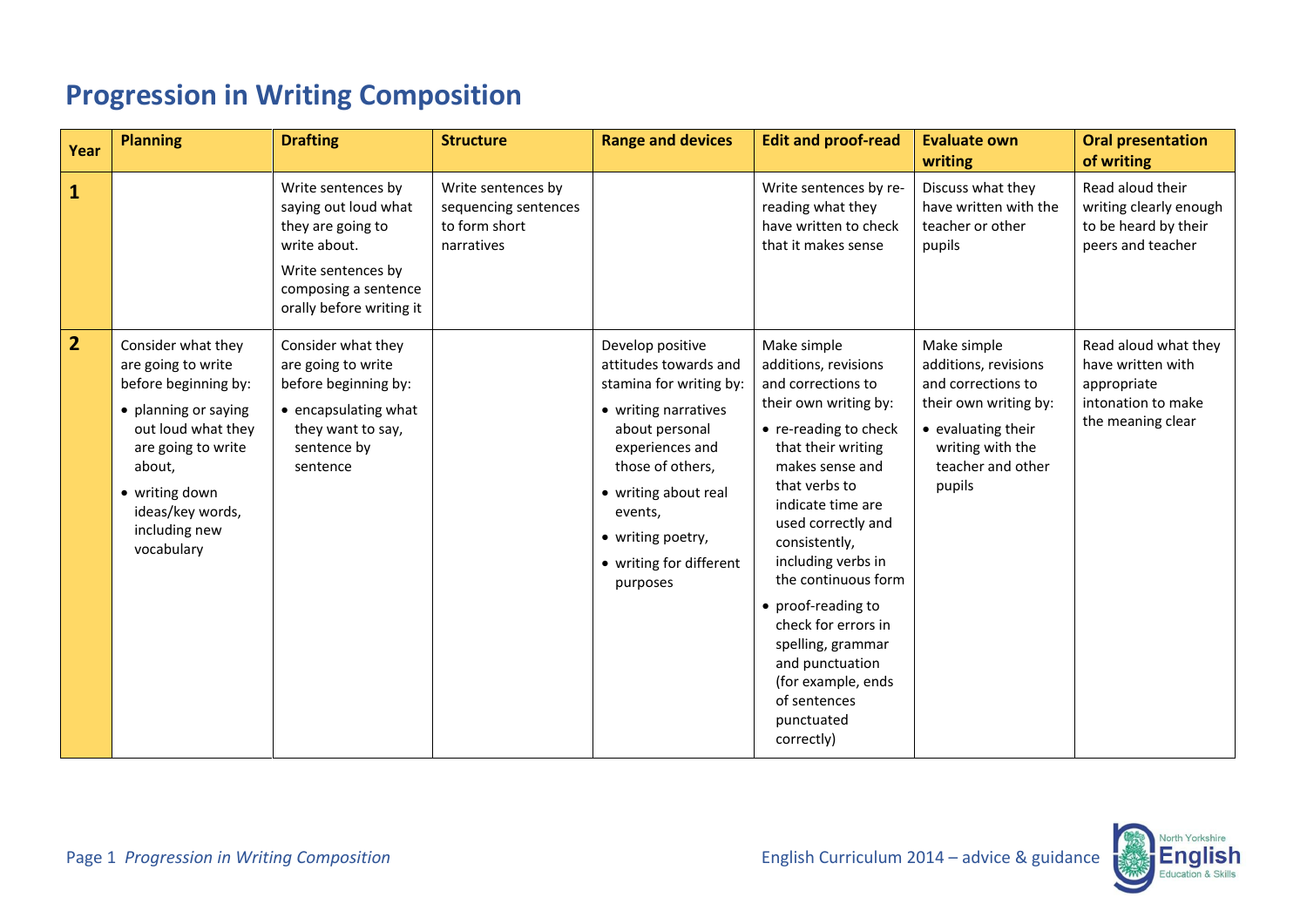# Progression in Writing Composition

| Year | Planning | Drafting | Structure | Range and devices | Edit and proof-read | Evaluate own writing | Oral presentation of writing |
|---|---|---|---|---|---|---|---|
| **1** | | Write sentences by saying out loud what they are going to write about.<br>Write sentences by composing a sentence orally before writing it | Write sentences by sequencing sentences to form short narratives | | Write sentences by re-reading what they have written to check that it makes sense | Discuss what they have written with the teacher or other pupils | Read aloud their writing clearly enough to be heard by their peers and teacher |
| **2** | Consider what they are going to write before beginning by:<br>• planning or saying out loud what they are going to write about,<br>• writing down ideas/key words, including new vocabulary | Consider what they are going to write before beginning by:<br>• encapsulating what they want to say, sentence by sentence | | Develop positive attitudes towards and stamina for writing by:<br>• writing narratives about personal experiences and those of others,<br>• writing about real events,<br>• writing poetry,<br>• writing for different purposes | Make simple additions, revisions and corrections to their own writing by:<br>• re-reading to check that their writing makes sense and that verbs to indicate time are used correctly and consistently, including verbs in the continuous form<br>• proof-reading to check for errors in spelling, grammar and punctuation (for example, ends of sentences punctuated correctly) | Make simple additions, revisions and corrections to their own writing by:<br>• evaluating their writing with the teacher and other pupils | Read aloud what they have written with appropriate intonation to make the meaning clear |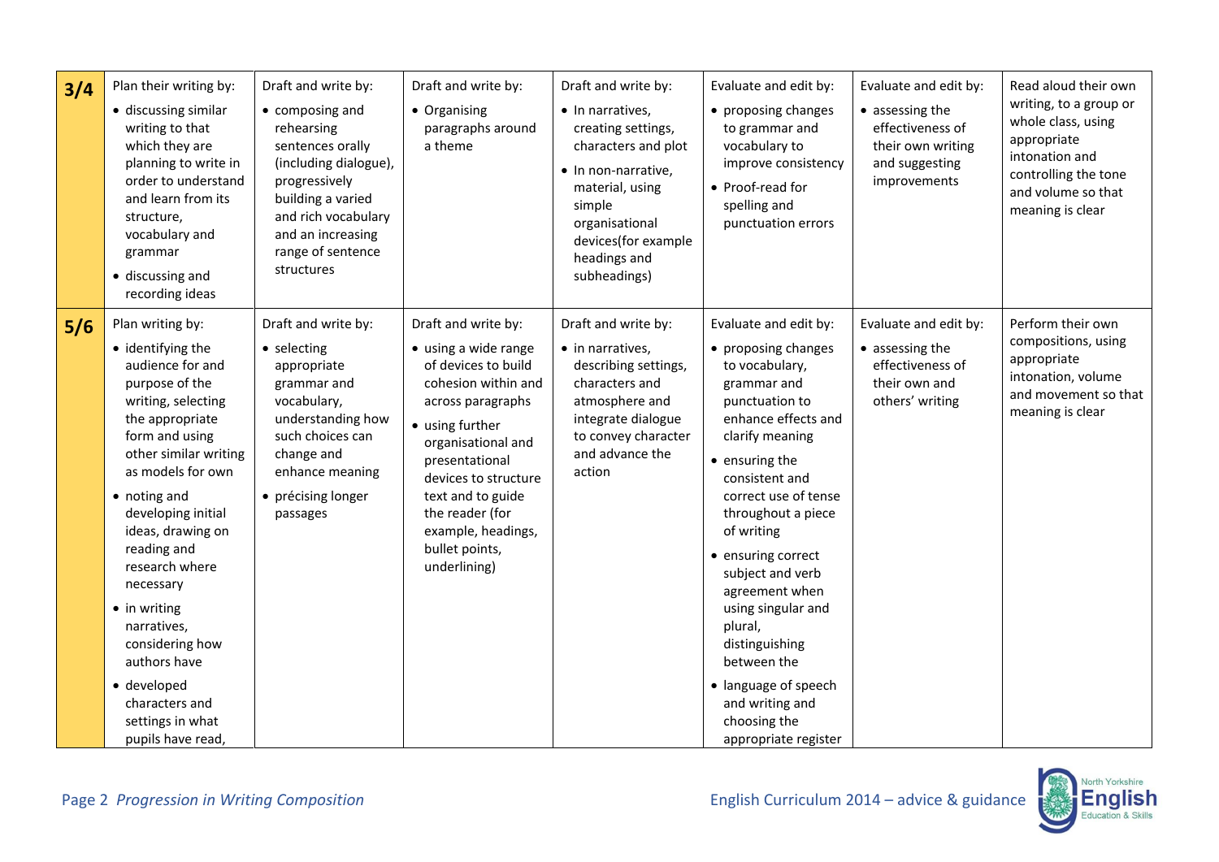| 3/4 | Plan their writing by:<br>• discussing similar writing to that which they are planning to write in order to understand and learn from its structure, vocabulary and grammar<br>• discussing and recording ideas | Draft and write by:<br>• composing and rehearsing sentences orally (including dialogue), progressively building a varied and rich vocabulary and an increasing range of sentence structures | Draft and write by:<br>• Organising paragraphs around a theme | Draft and write by:<br>• In narratives, creating settings, characters and plot<br>• In non-narrative, material, using simple organisational devices(for example headings and subheadings) | Evaluate and edit by:<br>• proposing changes to grammar and vocabulary to improve consistency<br>• Proof-read for spelling and punctuation errors | Evaluate and edit by:<br>• assessing the effectiveness of their own writing and suggesting improvements | Read aloud their own writing, to a group or whole class, using appropriate intonation and controlling the tone and volume so that meaning is clear |
|---|---|---|---|---|---|---|---|
| 5/6 | Plan writing by:<br>• identifying the audience for and purpose of the writing, selecting the appropriate form and using other similar writing as models for own<br>• noting and developing initial ideas, drawing on reading and research where necessary<br>• in writing narratives, considering how authors have<br>• developed characters and settings in what pupils have read, | Draft and write by:<br>• selecting appropriate grammar and vocabulary, understanding how such choices can change and enhance meaning<br>• précising longer passages | Draft and write by:<br>• using a wide range of devices to build cohesion within and across paragraphs<br>• using further organisational and presentational devices to structure text and to guide the reader (for example, headings, bullet points, underlining) | Draft and write by:<br>• in narratives, describing settings, characters and atmosphere and integrate dialogue to convey character and advance the action | Evaluate and edit by:<br>• proposing changes to vocabulary, grammar and punctuation to enhance effects and clarify meaning<br>• ensuring the consistent and correct use of tense throughout a piece of writing<br>• ensuring correct subject and verb agreement when using singular and plural, distinguishing between the<br>• language of speech and writing and choosing the appropriate register | Evaluate and edit by:<br>• assessing the effectiveness of their own and others' writing | Perform their own compositions, using appropriate intonation, volume and movement so that meaning is clear |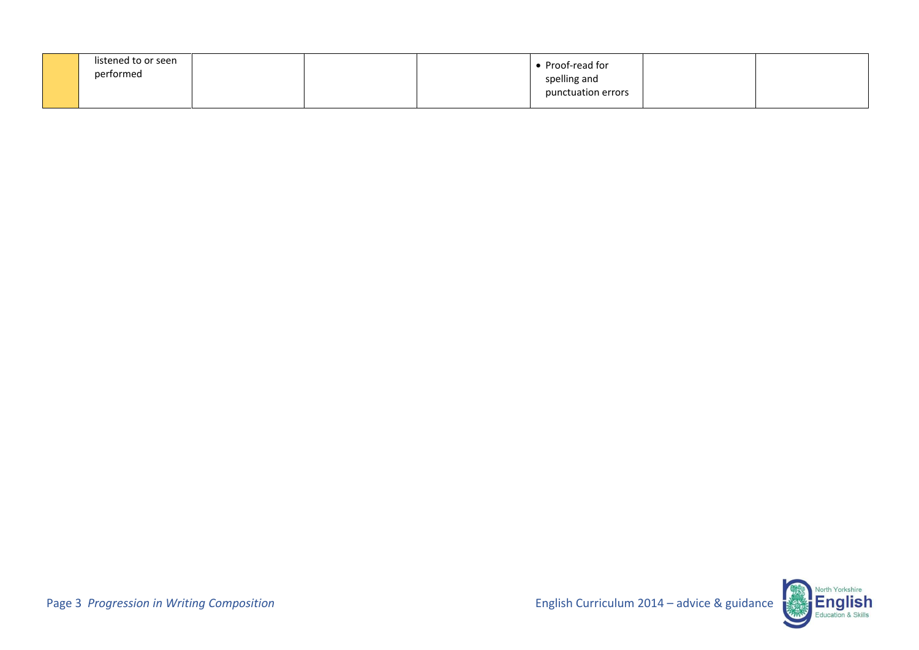| | | | | | | | |
|---|---|---|---|---|---|---|---|
| | listened to or seen performed | | | | • Proof-read for spelling and punctuation errors | | |